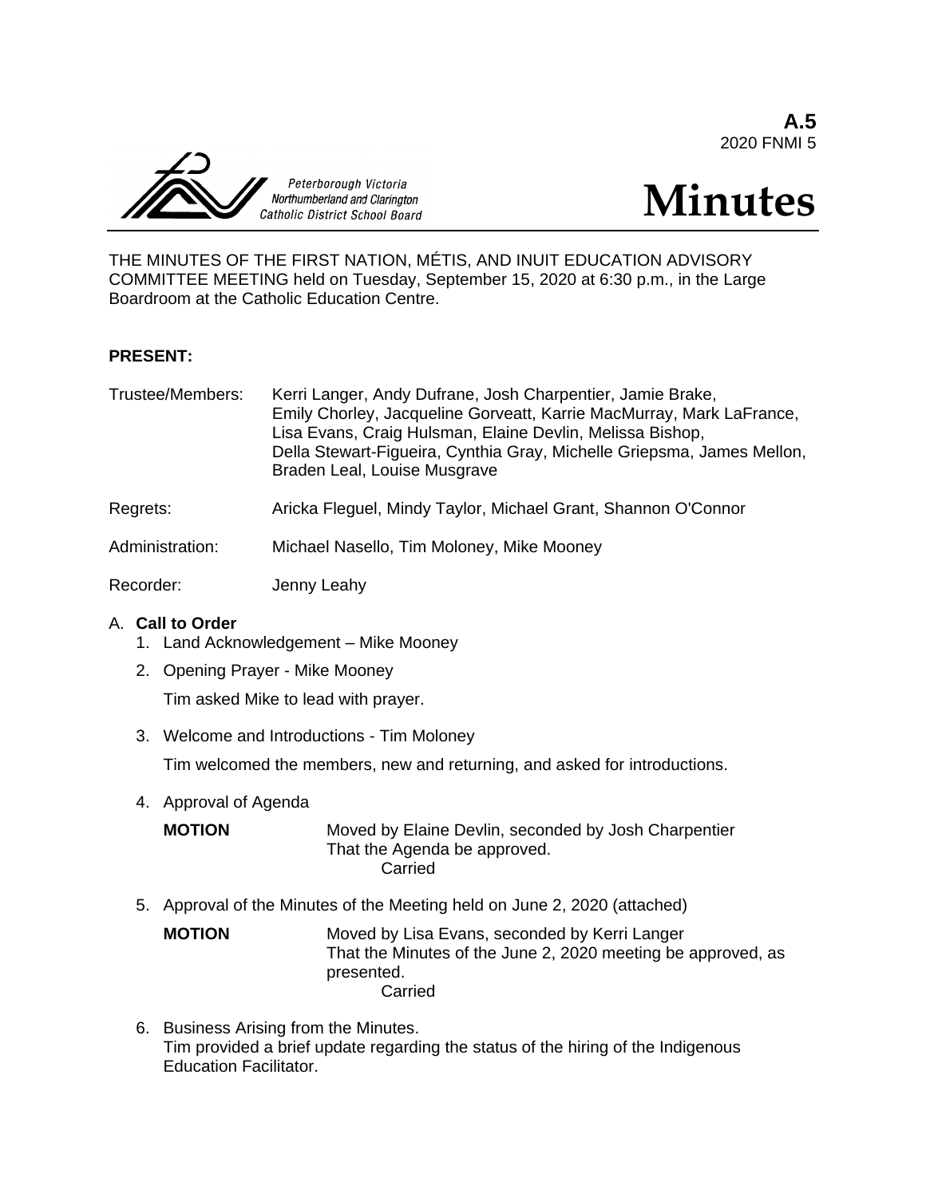**A.5**
2020 FNMI 5

Peterborough Victoria Northumberland and Clarington Catholic District School Board

# Minutes

THE MINUTES OF THE FIRST NATION, MÉTIS, AND INUIT EDUCATION ADVISORY COMMITTEE MEETING held on Tuesday, September 15, 2020 at 6:30 p.m., in the Large Boardroom at the Catholic Education Centre.

**PRESENT:**

| | |
|---|---|
| Trustee/Members: | Kerri Langer, Andy Dufrane, Josh Charpentier, Jamie Brake, Emily Chorley, Jacqueline Gorveatt, Karrie MacMurray, Mark LaFrance, Lisa Evans, Craig Hulsman, Elaine Devlin, Melissa Bishop, Della Stewart-Figueira, Cynthia Gray, Michelle Griepsma, James Mellon, Braden Leal, Louise Musgrave |
| Regrets: | Aricka Fleguel, Mindy Taylor, Michael Grant, Shannon O'Connor |
| Administration: | Michael Nasello, Tim Moloney, Mike Mooney |
| Recorder: | Jenny Leahy |

A. **Call to Order**

1. Land Acknowledgement – Mike Mooney
2. Opening Prayer - Mike Mooney

   Tim asked Mike to lead with prayer.

3. Welcome and Introductions - Tim Moloney

   Tim welcomed the members, new and returning, and asked for introductions.

4. Approval of Agenda

   **MOTION** Moved by Elaine Devlin, seconded by Josh Charpentier
   That the Agenda be approved.
   Carried

5. Approval of the Minutes of the Meeting held on June 2, 2020 (attached)

   **MOTION** Moved by Lisa Evans, seconded by Kerri Langer
   That the Minutes of the June 2, 2020 meeting be approved, as presented.
   Carried

6. Business Arising from the Minutes.
   Tim provided a brief update regarding the status of the hiring of the Indigenous Education Facilitator.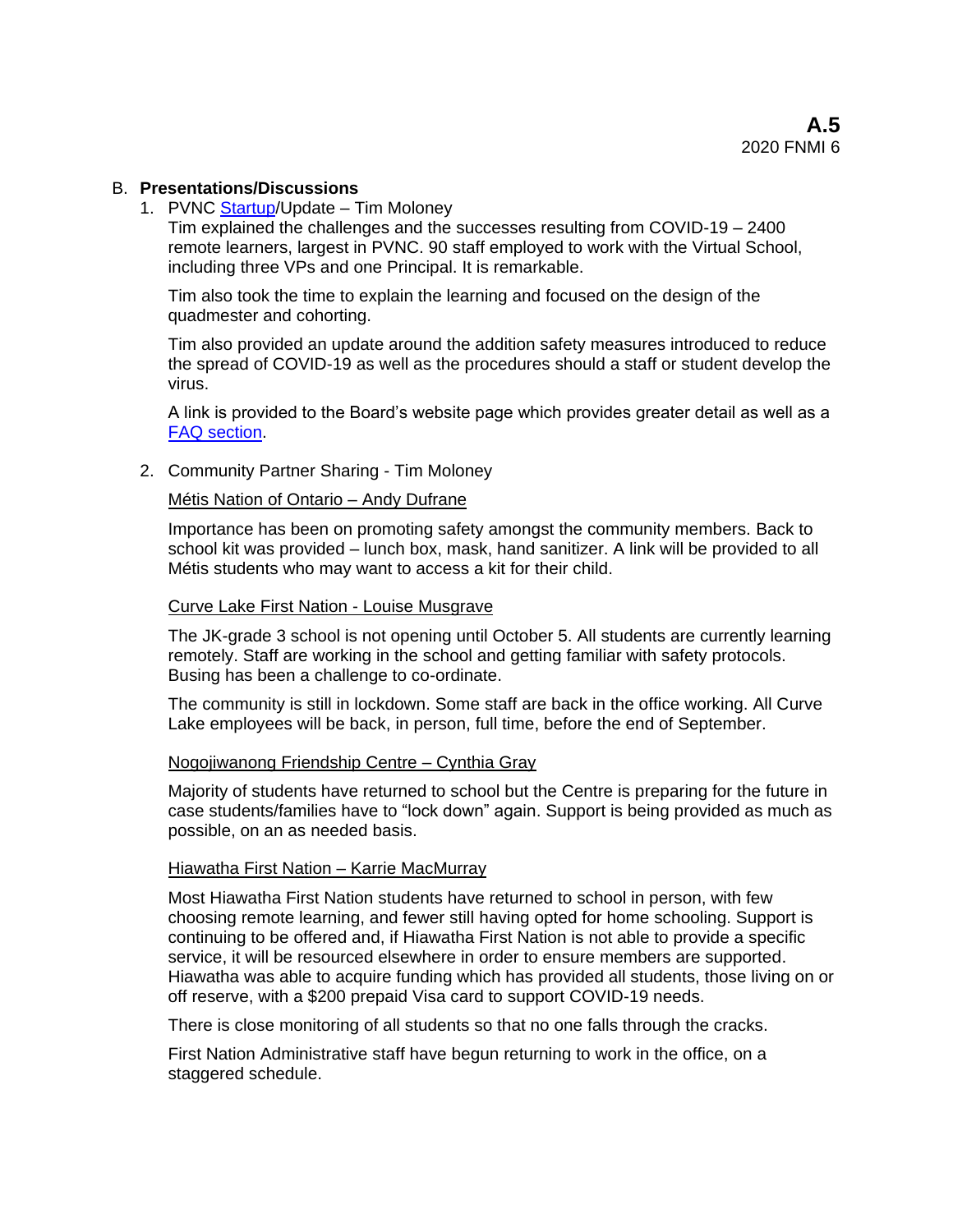**A.5**
2020 FNMI 6

B. **Presentations/Discussions**

1. PVNC Startup/Update – Tim Moloney

   Tim explained the challenges and the successes resulting from COVID-19 – 2400 remote learners, largest in PVNC. 90 staff employed to work with the Virtual School, including three VPs and one Principal. It is remarkable.

   Tim also took the time to explain the learning and focused on the design of the quadmester and cohorting.

   Tim also provided an update around the addition safety measures introduced to reduce the spread of COVID-19 as well as the procedures should a staff or student develop the virus.

   A link is provided to the Board's website page which provides greater detail as well as a FAQ section.

2. Community Partner Sharing - Tim Moloney

   Métis Nation of Ontario – Andy Dufrane

   Importance has been on promoting safety amongst the community members. Back to school kit was provided – lunch box, mask, hand sanitizer. A link will be provided to all Métis students who may want to access a kit for their child.

   Curve Lake First Nation - Louise Musgrave

   The JK-grade 3 school is not opening until October 5. All students are currently learning remotely. Staff are working in the school and getting familiar with safety protocols. Busing has been a challenge to co-ordinate.

   The community is still in lockdown. Some staff are back in the office working. All Curve Lake employees will be back, in person, full time, before the end of September.

   Nogojiwanong Friendship Centre – Cynthia Gray

   Majority of students have returned to school but the Centre is preparing for the future in case students/families have to "lock down" again. Support is being provided as much as possible, on an as needed basis.

   Hiawatha First Nation – Karrie MacMurray

   Most Hiawatha First Nation students have returned to school in person, with few choosing remote learning, and fewer still having opted for home schooling. Support is continuing to be offered and, if Hiawatha First Nation is not able to provide a specific service, it will be resourced elsewhere in order to ensure members are supported. Hiawatha was able to acquire funding which has provided all students, those living on or off reserve, with a $200 prepaid Visa card to support COVID-19 needs.

   There is close monitoring of all students so that no one falls through the cracks.

   First Nation Administrative staff have begun returning to work in the office, on a staggered schedule.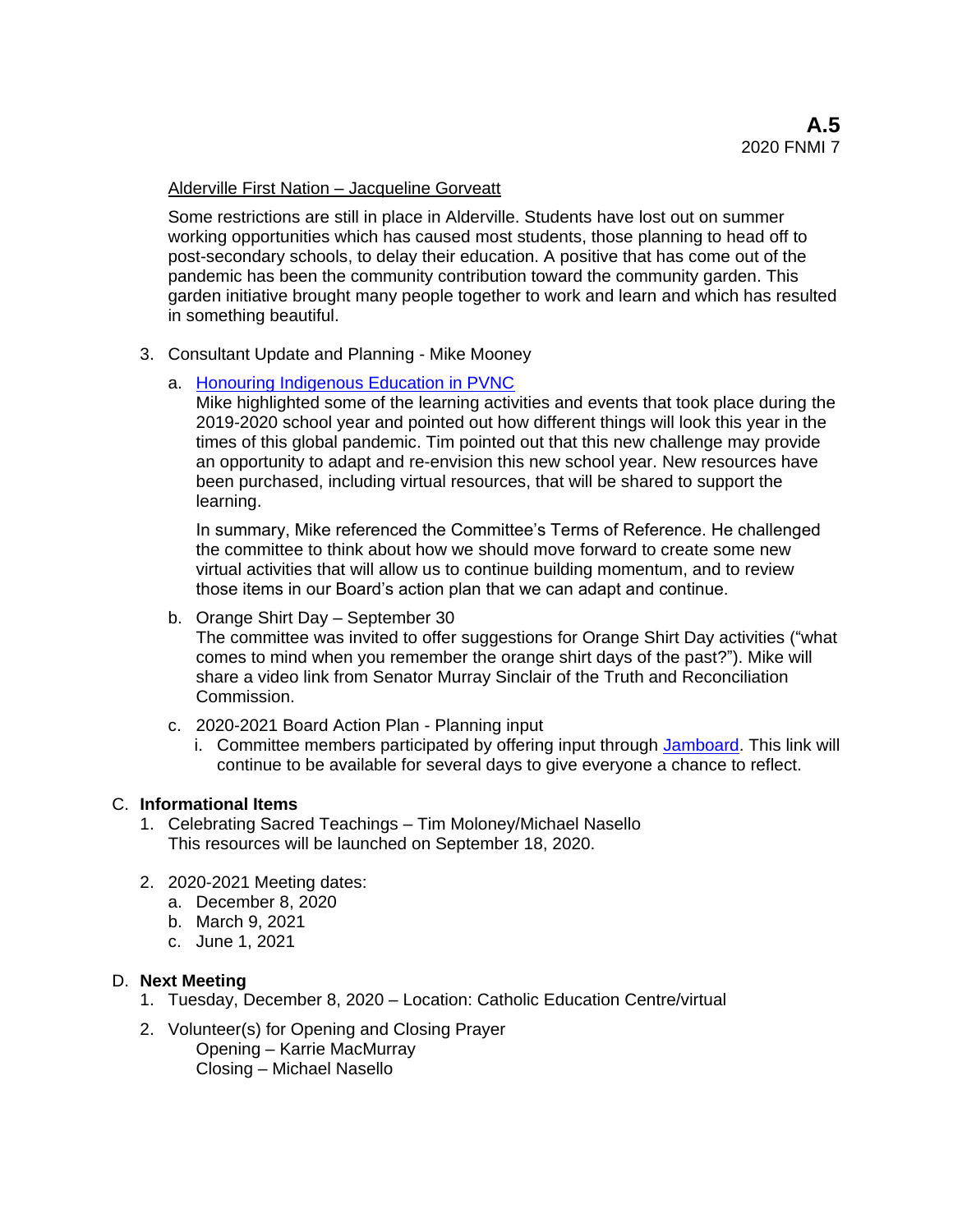Alderville First Nation – Jacqueline Gorveatt

Some restrictions are still in place in Alderville. Students have lost out on summer working opportunities which has caused most students, those planning to head off to post-secondary schools, to delay their education. A positive that has come out of the pandemic has been the community contribution toward the community garden. This garden initiative brought many people together to work and learn and which has resulted in something beautiful.

3. Consultant Update and Planning - Mike Mooney

   a. Honouring Indigenous Education in PVNC
      Mike highlighted some of the learning activities and events that took place during the 2019-2020 school year and pointed out how different things will look this year in the times of this global pandemic. Tim pointed out that this new challenge may provide an opportunity to adapt and re-envision this new school year. New resources have been purchased, including virtual resources, that will be shared to support the learning.

      In summary, Mike referenced the Committee's Terms of Reference. He challenged the committee to think about how we should move forward to create some new virtual activities that will allow us to continue building momentum, and to review those items in our Board's action plan that we can adapt and continue.

   b. Orange Shirt Day – September 30
      The committee was invited to offer suggestions for Orange Shirt Day activities ("what comes to mind when you remember the orange shirt days of the past?"). Mike will share a video link from Senator Murray Sinclair of the Truth and Reconciliation Commission.

   c. 2020-2021 Board Action Plan - Planning input
      i. Committee members participated by offering input through Jamboard. This link will continue to be available for several days to give everyone a chance to reflect.

C. **Informational Items**

1. Celebrating Sacred Teachings – Tim Moloney/Michael Nasello
   This resources will be launched on September 18, 2020.

2. 2020-2021 Meeting dates:
   a. December 8, 2020
   b. March 9, 2021
   c. June 1, 2021

D. **Next Meeting**

1. Tuesday, December 8, 2020 – Location: Catholic Education Centre/virtual

2. Volunteer(s) for Opening and Closing Prayer
   Opening – Karrie MacMurray
   Closing – Michael Nasello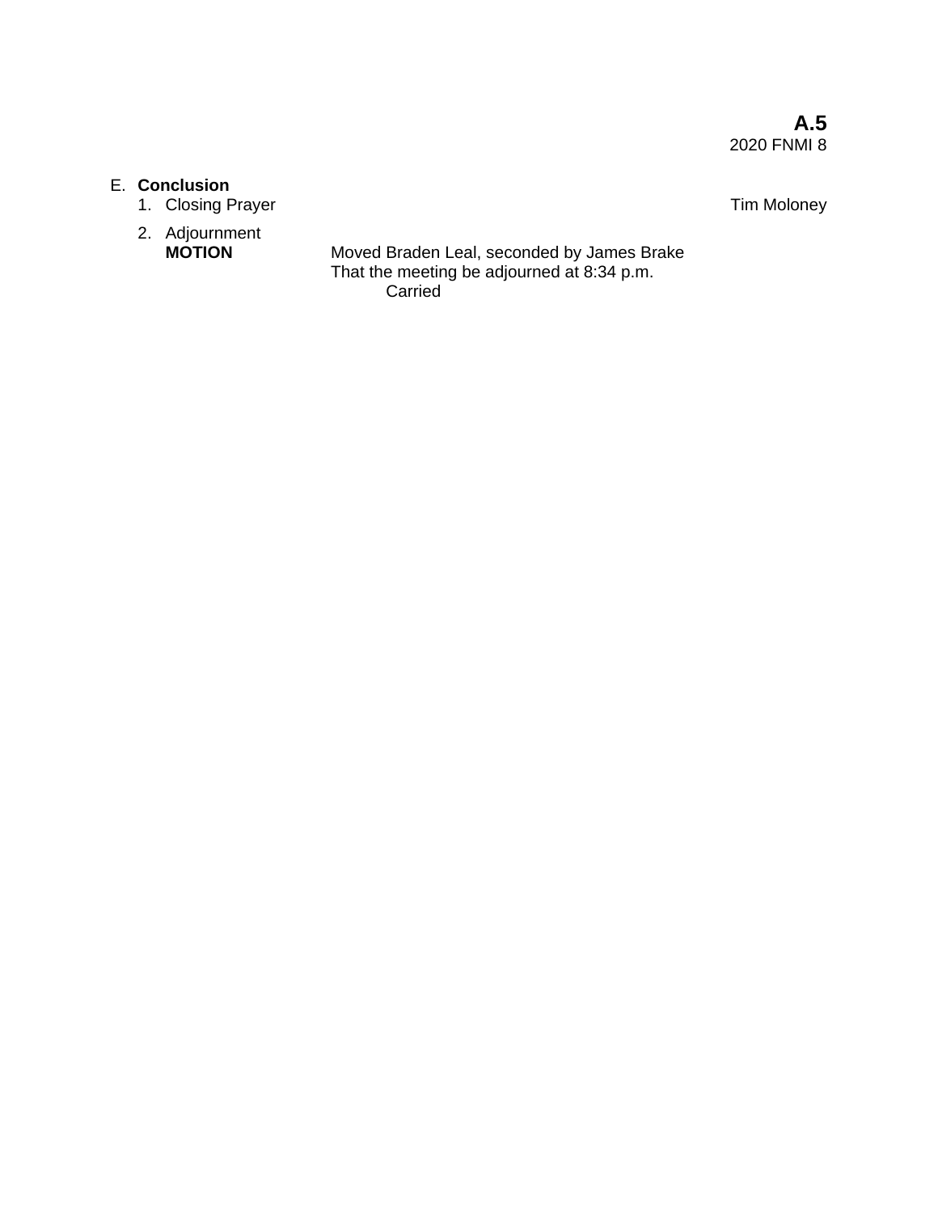**A.5**
2020 FNMI 8

E. **Conclusion**

1. Closing Prayer — Tim Moloney

2. Adjournment

**MOTION**

Moved Braden Leal, seconded by James Brake
That the meeting be adjourned at 8:34 p.m.

Carried